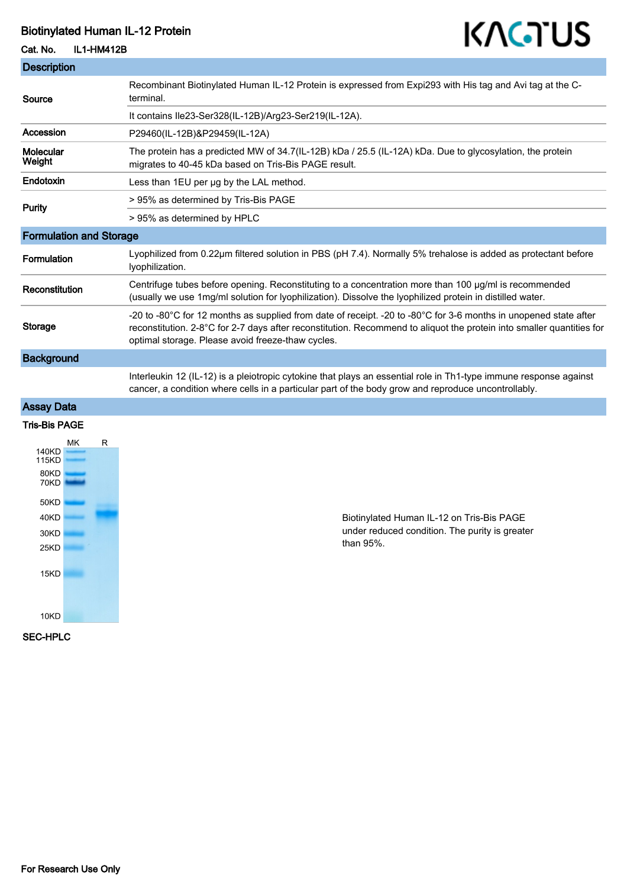# Biotinylated Human IL-12 Protein

**Cat. No.** IL1-HM412B

KACTUS

## Description

| | |
|---|---|
| **Source** | Recombinant Biotinylated Human IL-12 Protein is expressed from Expi293 with His tag and Avi tag at the C-terminal. |
| | It contains Ile23-Ser328(IL-12B)/Arg23-Ser219(IL-12A). |
| **Accession** | P29460(IL-12B)&P29459(IL-12A) |
| **Molecular Weight** | The protein has a predicted MW of 34.7(IL-12B) kDa / 25.5 (IL-12A) kDa. Due to glycosylation, the protein migrates to 40-45 kDa based on Tris-Bis PAGE result. |
| **Endotoxin** | Less than 1EU per μg by the LAL method. |
| **Purity** | > 95% as determined by Tris-Bis PAGE |
| | > 95% as determined by HPLC |

## Formulation and Storage

| | |
|---|---|
| **Formulation** | Lyophilized from 0.22μm filtered solution in PBS (pH 7.4). Normally 5% trehalose is added as protectant before lyophilization. |
| **Reconstitution** | Centrifuge tubes before opening. Reconstituting to a concentration more than 100 μg/ml is recommended (usually we use 1mg/ml solution for lyophilization). Dissolve the lyophilized protein in distilled water. |
| **Storage** | -20 to -80°C for 12 months as supplied from date of receipt. -20 to -80°C for 3-6 months in unopened state after reconstitution. 2-8°C for 2-7 days after reconstitution. Recommend to aliquot the protein into smaller quantities for optimal storage. Please avoid freeze-thaw cycles. |

## Background

Interleukin 12 (IL-12) is a pleiotropic cytokine that plays an essential role in Th1-type immune response against cancer, a condition where cells in a particular part of the body grow and reproduce uncontrollably.

## Assay Data

### Tris-Bis PAGE

MK R

140KD, 115KD, 80KD, 70KD, 50KD, 40KD, 30KD, 25KD, 15KD, 10KD

Biotinylated Human IL-12 on Tris-Bis PAGE under reduced condition. The purity is greater than 95%.

### SEC-HPLC

For Research Use Only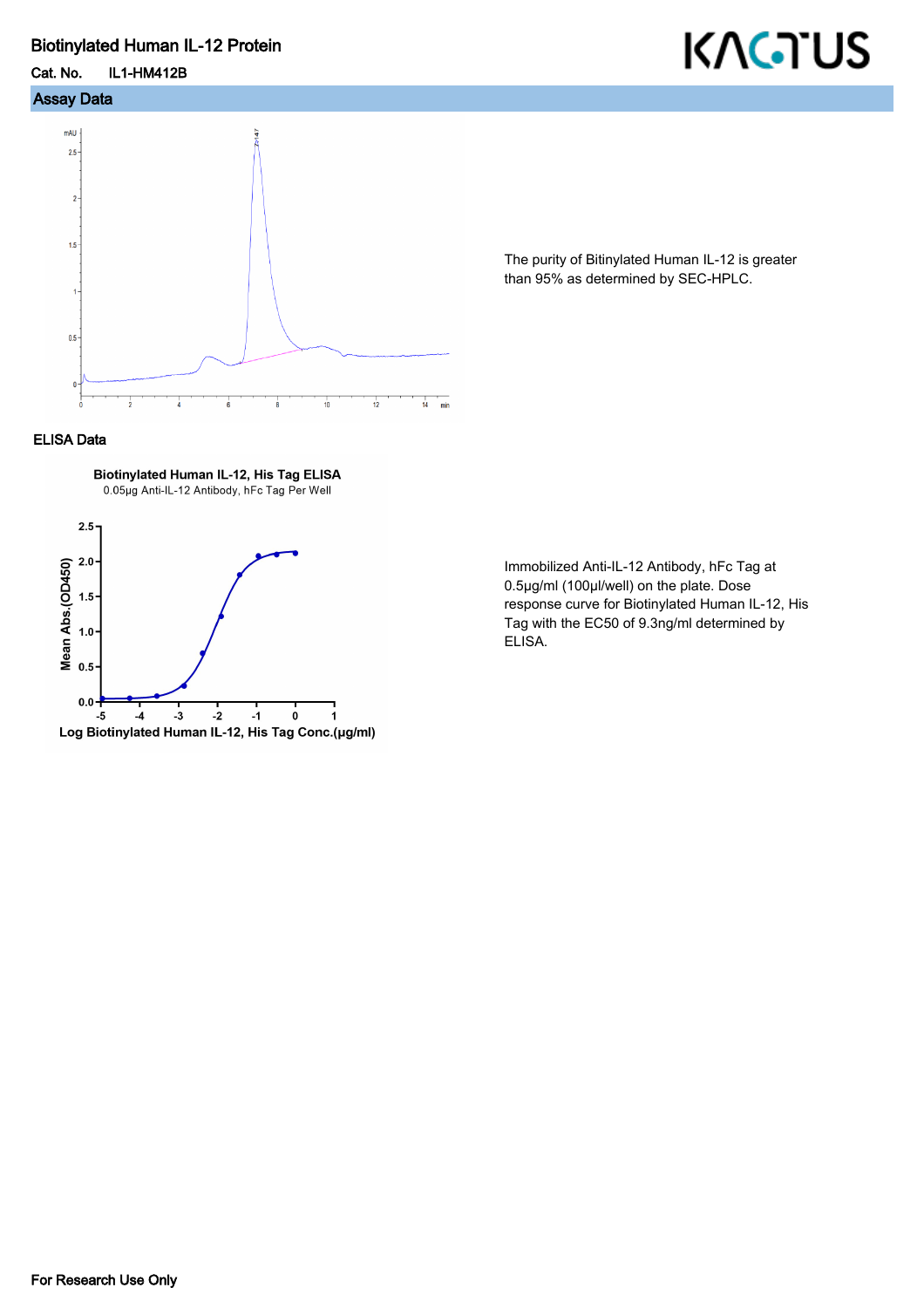Biotinylated Human IL-12 Protein

Cat. No. IL1-HM412B

## Assay Data

mAU

2.5

2

1.5

1

0.5

0

7.147

0 2 4 6 8 10 12 14 min

The purity of Bitinylated Human IL-12 is greater than 95% as determined by SEC-HPLC.

## ELISA Data

Biotinylated Human IL-12, His Tag ELISA

0.05μg Anti-IL-12 Antibody, hFc Tag Per Well

Mean Abs.(OD450)

2.5

2.0

1.5

1.0

0.5

0.0

-5 -4 -3 -2 -1 0 1

Log Biotinylated Human IL-12, His Tag Conc.(μg/ml)

Immobilized Anti-IL-12 Antibody, hFc Tag at 0.5μg/ml (100μl/well) on the plate. Dose response curve for Biotinylated Human IL-12, His Tag with the EC50 of 9.3ng/ml determined by ELISA.

For Research Use Only